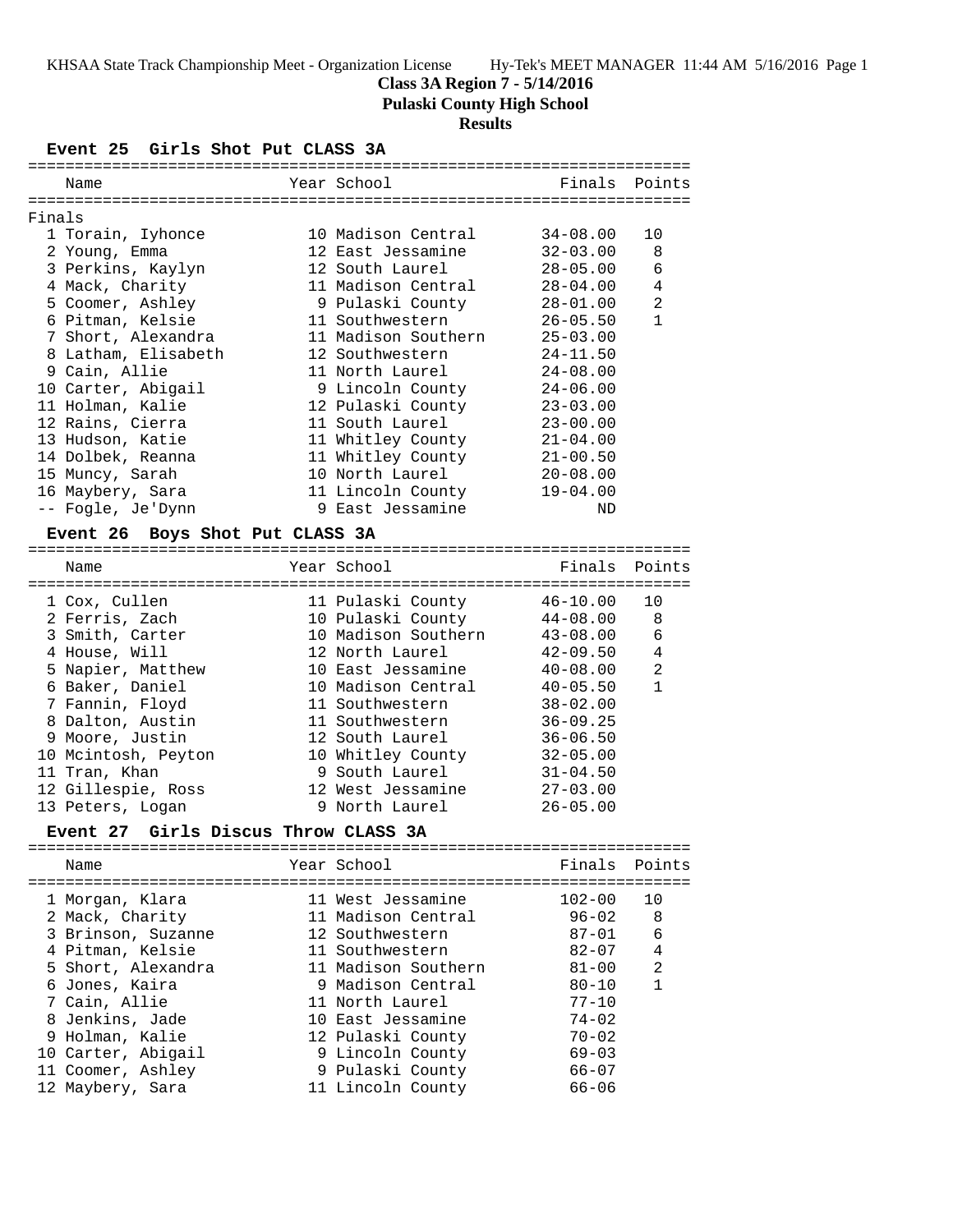**Class 3A Region 7 - 5/14/2016**

**Pulaski County High School**

**Results**

### Event 25 Girls Shot Put CLASS 3A

Finals

| Place | Name | Year | School | Finals | Points |
|---|---|---|---|---|---|
| 1 | Torain, Iyhonce | 10 | Madison Central | 34-08.00 | 10 |
| 2 | Young, Emma | 12 | East Jessamine | 32-03.00 | 8 |
| 3 | Perkins, Kaylyn | 12 | South Laurel | 28-05.00 | 6 |
| 4 | Mack, Charity | 11 | Madison Central | 28-04.00 | 4 |
| 5 | Coomer, Ashley | 9 | Pulaski County | 28-01.00 | 2 |
| 6 | Pitman, Kelsie | 11 | Southwestern | 26-05.50 | 1 |
| 7 | Short, Alexandra | 11 | Madison Southern | 25-03.00 | |
| 8 | Latham, Elisabeth | 12 | Southwestern | 24-11.50 | |
| 9 | Cain, Allie | 11 | North Laurel | 24-08.00 | |
| 10 | Carter, Abigail | 9 | Lincoln County | 24-06.00 | |
| 11 | Holman, Kalie | 12 | Pulaski County | 23-03.00 | |
| 12 | Rains, Cierra | 11 | South Laurel | 23-00.00 | |
| 13 | Hudson, Katie | 11 | Whitley County | 21-04.00 | |
| 14 | Dolbek, Reanna | 11 | Whitley County | 21-00.50 | |
| 15 | Muncy, Sarah | 10 | North Laurel | 20-08.00 | |
| 16 | Maybery, Sara | 11 | Lincoln County | 19-04.00 | |
| -- | Fogle, Je'Dynn | 9 | East Jessamine | ND | |

### Event 26 Boys Shot Put CLASS 3A

| Place | Name | Year | School | Finals | Points |
|---|---|---|---|---|---|
| 1 | Cox, Cullen | 11 | Pulaski County | 46-10.00 | 10 |
| 2 | Ferris, Zach | 10 | Pulaski County | 44-08.00 | 8 |
| 3 | Smith, Carter | 10 | Madison Southern | 43-08.00 | 6 |
| 4 | House, Will | 12 | North Laurel | 42-09.50 | 4 |
| 5 | Napier, Matthew | 10 | East Jessamine | 40-08.00 | 2 |
| 6 | Baker, Daniel | 10 | Madison Central | 40-05.50 | 1 |
| 7 | Fannin, Floyd | 11 | Southwestern | 38-02.00 | |
| 8 | Dalton, Austin | 11 | Southwestern | 36-09.25 | |
| 9 | Moore, Justin | 12 | South Laurel | 36-06.50 | |
| 10 | Mcintosh, Peyton | 10 | Whitley County | 32-05.00 | |
| 11 | Tran, Khan | 9 | South Laurel | 31-04.50 | |
| 12 | Gillespie, Ross | 12 | West Jessamine | 27-03.00 | |
| 13 | Peters, Logan | 9 | North Laurel | 26-05.00 | |

### Event 27 Girls Discus Throw CLASS 3A

| Place | Name | Year | School | Finals | Points |
|---|---|---|---|---|---|
| 1 | Morgan, Klara | 11 | West Jessamine | 102-00 | 10 |
| 2 | Mack, Charity | 11 | Madison Central | 96-02 | 8 |
| 3 | Brinson, Suzanne | 12 | Southwestern | 87-01 | 6 |
| 4 | Pitman, Kelsie | 11 | Southwestern | 82-07 | 4 |
| 5 | Short, Alexandra | 11 | Madison Southern | 81-00 | 2 |
| 6 | Jones, Kaira | 9 | Madison Central | 80-10 | 1 |
| 7 | Cain, Allie | 11 | North Laurel | 77-10 | |
| 8 | Jenkins, Jade | 10 | East Jessamine | 74-02 | |
| 9 | Holman, Kalie | 12 | Pulaski County | 70-02 | |
| 10 | Carter, Abigail | 9 | Lincoln County | 69-03 | |
| 11 | Coomer, Ashley | 9 | Pulaski County | 66-07 | |
| 12 | Maybery, Sara | 11 | Lincoln County | 66-06 | |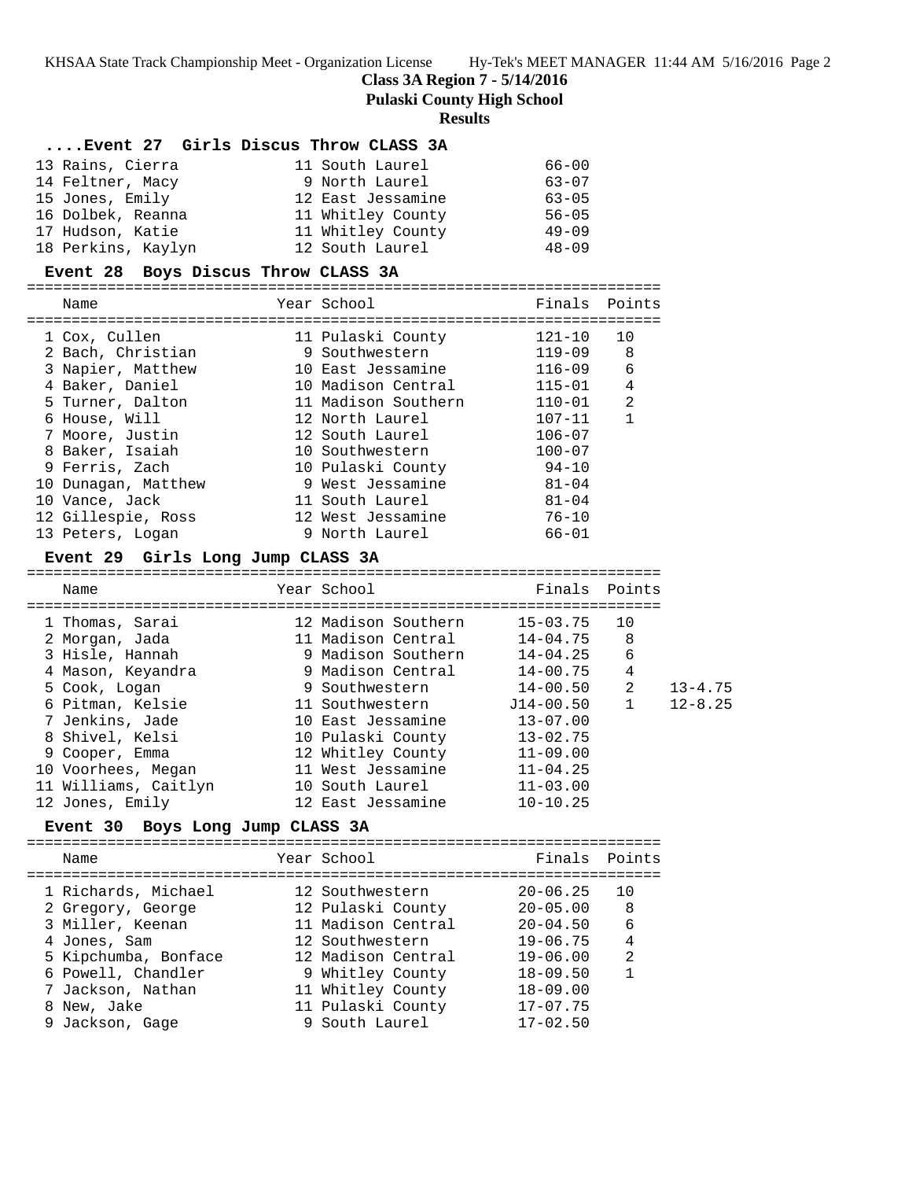## Class 3A Region 7 - 5/14/2016

**Pulaski County High School**

**Results**

### ....Event 27 Girls Discus Throw CLASS 3A

| Name | Year | School | Finals |
|---|---|---|---|
| 13 Rains, Cierra | 11 | South Laurel | 66-00 |
| 14 Feltner, Macy | 9 | North Laurel | 63-07 |
| 15 Jones, Emily | 12 | East Jessamine | 63-05 |
| 16 Dolbek, Reanna | 11 | Whitley County | 56-05 |
| 17 Hudson, Katie | 11 | Whitley County | 49-09 |
| 18 Perkins, Kaylyn | 12 | South Laurel | 48-09 |

### Event 28 Boys Discus Throw CLASS 3A

| Name | Year | School | Finals | Points |
|---|---|---|---|---|
| 1 Cox, Cullen | 11 | Pulaski County | 121-10 | 10 |
| 2 Bach, Christian | 9 | Southwestern | 119-09 | 8 |
| 3 Napier, Matthew | 10 | East Jessamine | 116-09 | 6 |
| 4 Baker, Daniel | 10 | Madison Central | 115-01 | 4 |
| 5 Turner, Dalton | 11 | Madison Southern | 110-01 | 2 |
| 6 House, Will | 12 | North Laurel | 107-11 | 1 |
| 7 Moore, Justin | 12 | South Laurel | 106-07 | |
| 8 Baker, Isaiah | 10 | Southwestern | 100-07 | |
| 9 Ferris, Zach | 10 | Pulaski County | 94-10 | |
| 10 Dunagan, Matthew | 9 | West Jessamine | 81-04 | |
| 10 Vance, Jack | 11 | South Laurel | 81-04 | |
| 12 Gillespie, Ross | 12 | West Jessamine | 76-10 | |
| 13 Peters, Logan | 9 | North Laurel | 66-01 | |

### Event 29 Girls Long Jump CLASS 3A

| Name | Year | School | Finals | Points | |
|---|---|---|---|---|---|
| 1 Thomas, Sarai | 12 | Madison Southern | 15-03.75 | 10 | |
| 2 Morgan, Jada | 11 | Madison Central | 14-04.75 | 8 | |
| 3 Hisle, Hannah | 9 | Madison Southern | 14-04.25 | 6 | |
| 4 Mason, Keyandra | 9 | Madison Central | 14-00.75 | 4 | |
| 5 Cook, Logan | 9 | Southwestern | 14-00.50 | 2 | 13-4.75 |
| 6 Pitman, Kelsie | 11 | Southwestern | J14-00.50 | 1 | 12-8.25 |
| 7 Jenkins, Jade | 10 | East Jessamine | 13-07.00 | | |
| 8 Shivel, Kelsi | 10 | Pulaski County | 13-02.75 | | |
| 9 Cooper, Emma | 12 | Whitley County | 11-09.00 | | |
| 10 Voorhees, Megan | 11 | West Jessamine | 11-04.25 | | |
| 11 Williams, Caitlyn | 10 | South Laurel | 11-03.00 | | |
| 12 Jones, Emily | 12 | East Jessamine | 10-10.25 | | |

### Event 30 Boys Long Jump CLASS 3A

| Name | Year | School | Finals | Points |
|---|---|---|---|---|
| 1 Richards, Michael | 12 | Southwestern | 20-06.25 | 10 |
| 2 Gregory, George | 12 | Pulaski County | 20-05.00 | 8 |
| 3 Miller, Keenan | 11 | Madison Central | 20-04.50 | 6 |
| 4 Jones, Sam | 12 | Southwestern | 19-06.75 | 4 |
| 5 Kipchumba, Bonface | 12 | Madison Central | 19-06.00 | 2 |
| 6 Powell, Chandler | 9 | Whitley County | 18-09.50 | 1 |
| 7 Jackson, Nathan | 11 | Whitley County | 18-09.00 | |
| 8 New, Jake | 11 | Pulaski County | 17-07.75 | |
| 9 Jackson, Gage | 9 | South Laurel | 17-02.50 | |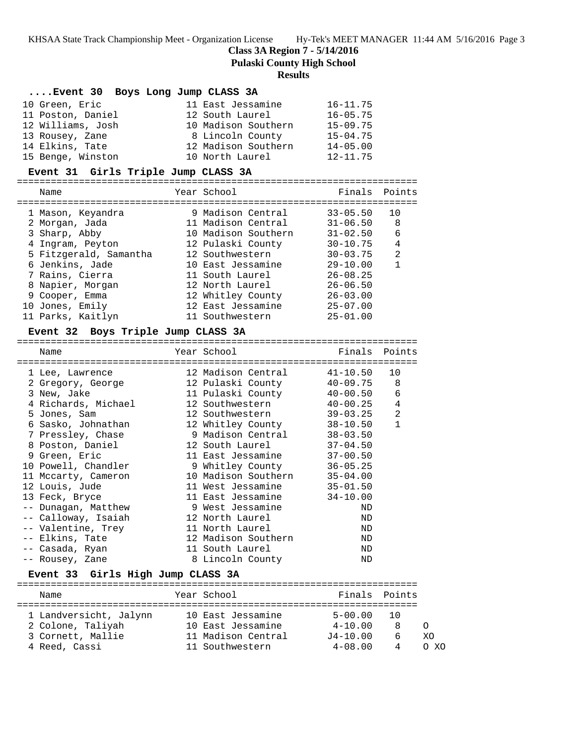**Class 3A Region 7 - 5/14/2016**

**Pulaski County High School**

**Results**

### ....Event 30 Boys Long Jump CLASS 3A

| Name | Year | School | Finals |
|---|---|---|---|
| 10 Green, Eric | 11 | East Jessamine | 16-11.75 |
| 11 Poston, Daniel | 12 | South Laurel | 16-05.75 |
| 12 Williams, Josh | 10 | Madison Southern | 15-09.75 |
| 13 Rousey, Zane | 8 | Lincoln County | 15-04.75 |
| 14 Elkins, Tate | 12 | Madison Southern | 14-05.00 |
| 15 Benge, Winston | 10 | North Laurel | 12-11.75 |

### Event 31 Girls Triple Jump CLASS 3A

| Name | Year | School | Finals | Points |
|---|---|---|---|---|
| 1 Mason, Keyandra | 9 | Madison Central | 33-05.50 | 10 |
| 2 Morgan, Jada | 11 | Madison Central | 31-06.50 | 8 |
| 3 Sharp, Abby | 10 | Madison Southern | 31-02.50 | 6 |
| 4 Ingram, Peyton | 12 | Pulaski County | 30-10.75 | 4 |
| 5 Fitzgerald, Samantha | 12 | Southwestern | 30-03.75 | 2 |
| 6 Jenkins, Jade | 10 | East Jessamine | 29-10.00 | 1 |
| 7 Rains, Cierra | 11 | South Laurel | 26-08.25 | |
| 8 Napier, Morgan | 12 | North Laurel | 26-06.50 | |
| 9 Cooper, Emma | 12 | Whitley County | 26-03.00 | |
| 10 Jones, Emily | 12 | East Jessamine | 25-07.00 | |
| 11 Parks, Kaitlyn | 11 | Southwestern | 25-01.00 | |

### Event 32 Boys Triple Jump CLASS 3A

| Name | Year | School | Finals | Points |
|---|---|---|---|---|
| 1 Lee, Lawrence | 12 | Madison Central | 41-10.50 | 10 |
| 2 Gregory, George | 12 | Pulaski County | 40-09.75 | 8 |
| 3 New, Jake | 11 | Pulaski County | 40-00.50 | 6 |
| 4 Richards, Michael | 12 | Southwestern | 40-00.25 | 4 |
| 5 Jones, Sam | 12 | Southwestern | 39-03.25 | 2 |
| 6 Sasko, Johnathan | 12 | Whitley County | 38-10.50 | 1 |
| 7 Pressley, Chase | 9 | Madison Central | 38-03.50 | |
| 8 Poston, Daniel | 12 | South Laurel | 37-04.50 | |
| 9 Green, Eric | 11 | East Jessamine | 37-00.50 | |
| 10 Powell, Chandler | 9 | Whitley County | 36-05.25 | |
| 11 Mccarty, Cameron | 10 | Madison Southern | 35-04.00 | |
| 12 Louis, Jude | 11 | West Jessamine | 35-01.50 | |
| 13 Feck, Bryce | 11 | East Jessamine | 34-10.00 | |
| -- Dunagan, Matthew | 9 | West Jessamine | ND | |
| -- Calloway, Isaiah | 12 | North Laurel | ND | |
| -- Valentine, Trey | 11 | North Laurel | ND | |
| -- Elkins, Tate | 12 | Madison Southern | ND | |
| -- Casada, Ryan | 11 | South Laurel | ND | |
| -- Rousey, Zane | 8 | Lincoln County | ND | |

### Event 33 Girls High Jump CLASS 3A

| Name | Year | School | Finals | Points | |
|---|---|---|---|---|---|
| 1 Landversicht, Jalynn | 10 | East Jessamine | 5-00.00 | 10 | |
| 2 Colone, Taliyah | 10 | East Jessamine | 4-10.00 | 8 | O |
| 3 Cornett, Mallie | 11 | Madison Central | J4-10.00 | 6 | XO |
| 4 Reed, Cassi | 11 | Southwestern | 4-08.00 | 4 | O XO |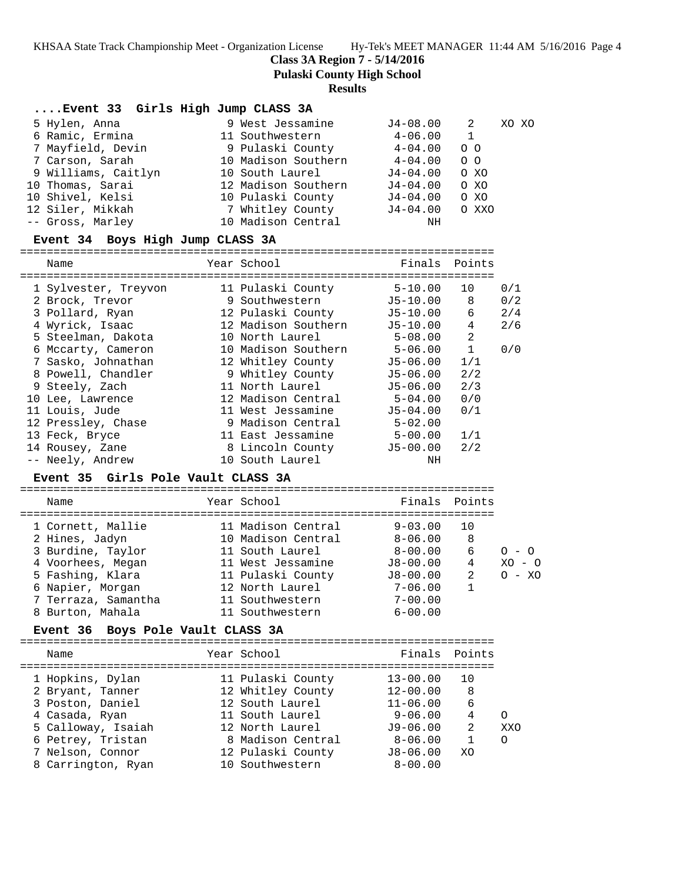**Class 3A Region 7 - 5/14/2016**

**Pulaski County High School**

**Results**

### ....Event 33 Girls High Jump CLASS 3A

| Place | Name | Year | School | Finals | Points | |
|---|---|---|---|---|---|---|
| 5 | Hylen, Anna | 9 | West Jessamine | J4-08.00 | 2 | XO XO |
| 6 | Ramic, Ermina | 11 | Southwestern | 4-06.00 | 1 | |
| 7 | Mayfield, Devin | 9 | Pulaski County | 4-04.00 | O O | |
| 7 | Carson, Sarah | 10 | Madison Southern | 4-04.00 | O O | |
| 9 | Williams, Caitlyn | 10 | South Laurel | J4-04.00 | O XO | |
| 10 | Thomas, Sarai | 12 | Madison Southern | J4-04.00 | O XO | |
| 10 | Shivel, Kelsi | 10 | Pulaski County | J4-04.00 | O XO | |
| 12 | Siler, Mikkah | 7 | Whitley County | J4-04.00 | O XXO | |
| -- | Gross, Marley | 10 | Madison Central | NH | | |

### Event 34 Boys High Jump CLASS 3A

| Place | Name | Year | School | Finals | Points | |
|---|---|---|---|---|---|---|
| 1 | Sylvester, Treyvon | 11 | Pulaski County | 5-10.00 | 10 | 0/1 |
| 2 | Brock, Trevor | 9 | Southwestern | J5-10.00 | 8 | 0/2 |
| 3 | Pollard, Ryan | 12 | Pulaski County | J5-10.00 | 6 | 2/4 |
| 4 | Wyrick, Isaac | 12 | Madison Southern | J5-10.00 | 4 | 2/6 |
| 5 | Steelman, Dakota | 10 | North Laurel | 5-08.00 | 2 | |
| 6 | Mccarty, Cameron | 10 | Madison Southern | 5-06.00 | 1 | 0/0 |
| 7 | Sasko, Johnathan | 12 | Whitley County | J5-06.00 | 1/1 | |
| 8 | Powell, Chandler | 9 | Whitley County | J5-06.00 | 2/2 | |
| 9 | Steely, Zach | 11 | North Laurel | J5-06.00 | 2/3 | |
| 10 | Lee, Lawrence | 12 | Madison Central | 5-04.00 | 0/0 | |
| 11 | Louis, Jude | 11 | West Jessamine | J5-04.00 | 0/1 | |
| 12 | Pressley, Chase | 9 | Madison Central | 5-02.00 | | |
| 13 | Feck, Bryce | 11 | East Jessamine | 5-00.00 | 1/1 | |
| 14 | Rousey, Zane | 8 | Lincoln County | J5-00.00 | 2/2 | |
| -- | Neely, Andrew | 10 | South Laurel | NH | | |

### Event 35 Girls Pole Vault CLASS 3A

| Place | Name | Year | School | Finals | Points | |
|---|---|---|---|---|---|---|
| 1 | Cornett, Mallie | 11 | Madison Central | 9-03.00 | 10 | |
| 2 | Hines, Jadyn | 10 | Madison Central | 8-06.00 | 8 | |
| 3 | Burdine, Taylor | 11 | South Laurel | 8-00.00 | 6 | O - O |
| 4 | Voorhees, Megan | 11 | West Jessamine | J8-00.00 | 4 | XO - O |
| 5 | Fashing, Klara | 11 | Pulaski County | J8-00.00 | 2 | O - XO |
| 6 | Napier, Morgan | 12 | North Laurel | 7-06.00 | 1 | |
| 7 | Terraza, Samantha | 11 | Southwestern | 7-00.00 | | |
| 8 | Burton, Mahala | 11 | Southwestern | 6-00.00 | | |

### Event 36 Boys Pole Vault CLASS 3A

| Place | Name | Year | School | Finals | Points | |
|---|---|---|---|---|---|---|
| 1 | Hopkins, Dylan | 11 | Pulaski County | 13-00.00 | 10 | |
| 2 | Bryant, Tanner | 12 | Whitley County | 12-00.00 | 8 | |
| 3 | Poston, Daniel | 12 | South Laurel | 11-06.00 | 6 | |
| 4 | Casada, Ryan | 11 | South Laurel | 9-06.00 | 4 | O |
| 5 | Calloway, Isaiah | 12 | North Laurel | J9-06.00 | 2 | XXO |
| 6 | Petrey, Tristan | 8 | Madison Central | 8-06.00 | 1 | O |
| 7 | Nelson, Connor | 12 | Pulaski County | J8-06.00 | XO | |
| 8 | Carrington, Ryan | 10 | Southwestern | 8-00.00 | | |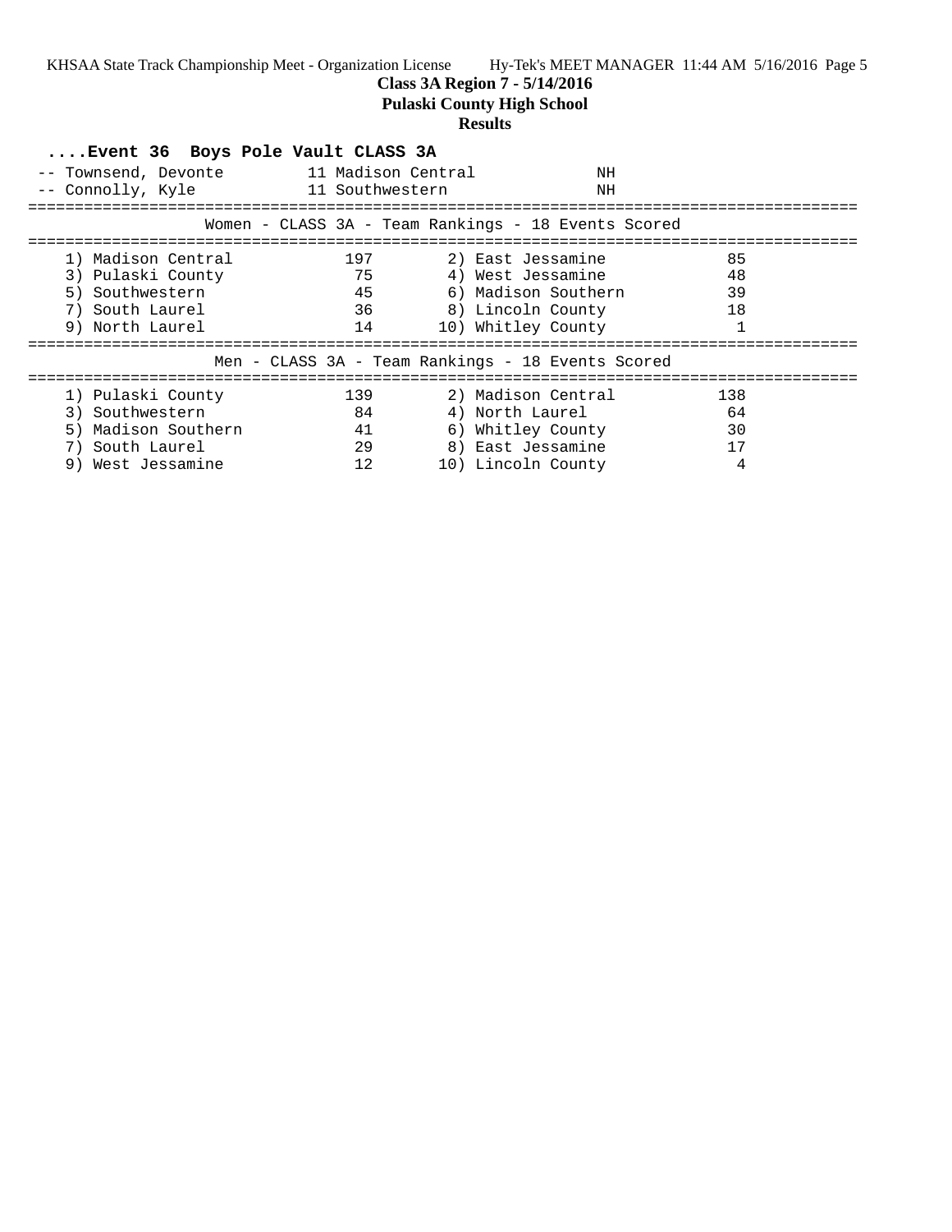## ....Event 36 Boys Pole Vault CLASS 3A

| | | | |
|---|---|---|---|
| -- | Townsend, Devonte | 11 Madison Central | NH |
| -- | Connolly, Kyle | 11 Southwestern | NH |

## Women - CLASS 3A - Team Rankings - 18 Events Scored

| | | | | | |
|---|---|---|---|---|---|
| 1) | Madison Central | 197 | 2) | East Jessamine | 85 |
| 3) | Pulaski County | 75 | 4) | West Jessamine | 48 |
| 5) | Southwestern | 45 | 6) | Madison Southern | 39 |
| 7) | South Laurel | 36 | 8) | Lincoln County | 18 |
| 9) | North Laurel | 14 | 10) | Whitley County | 1 |

## Men - CLASS 3A - Team Rankings - 18 Events Scored

| | | | | | |
|---|---|---|---|---|---|
| 1) | Pulaski County | 139 | 2) | Madison Central | 138 |
| 3) | Southwestern | 84 | 4) | North Laurel | 64 |
| 5) | Madison Southern | 41 | 6) | Whitley County | 30 |
| 7) | South Laurel | 29 | 8) | East Jessamine | 17 |
| 9) | West Jessamine | 12 | 10) | Lincoln County | 4 |